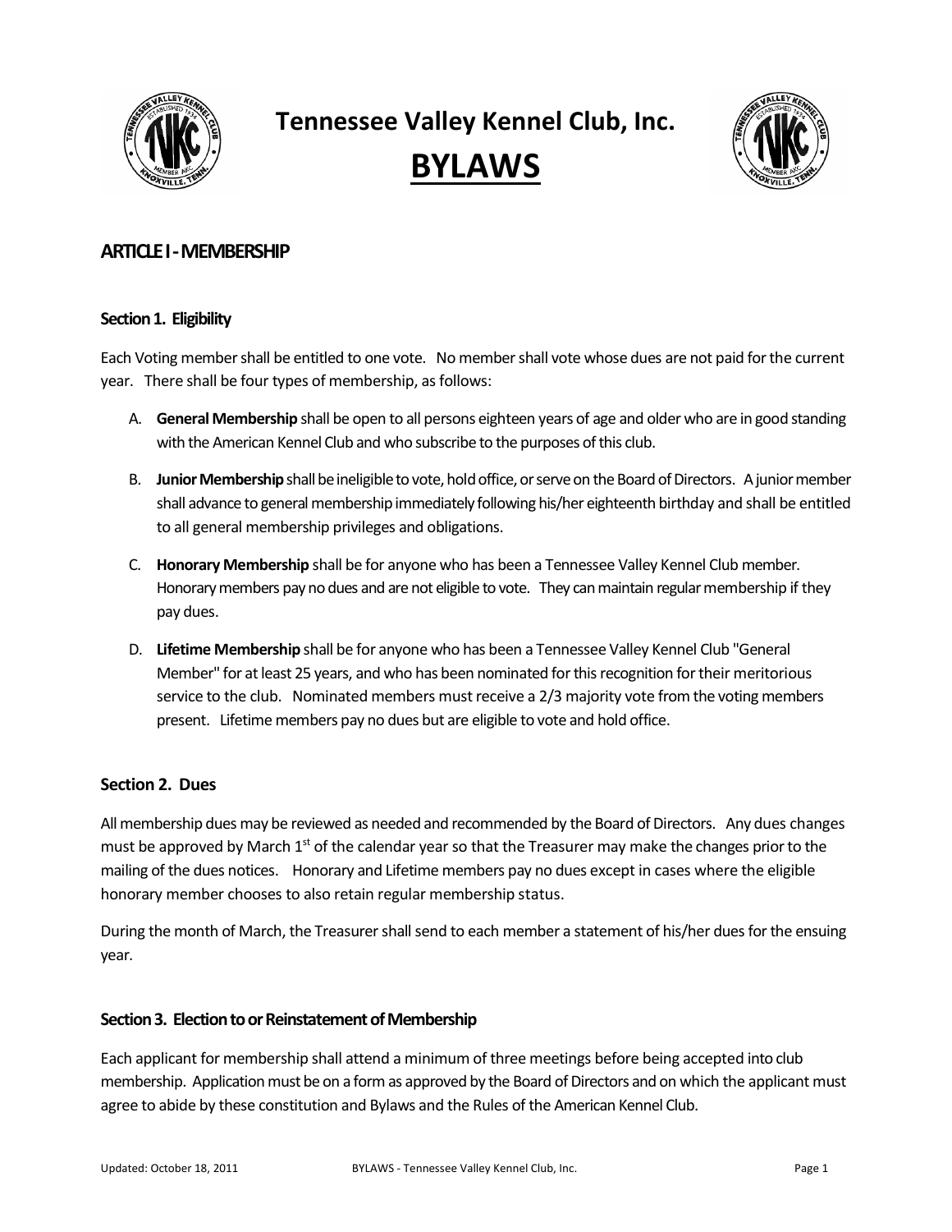# Tennessee Valley Kennel Club, Inc.

# BYLAWS

## ARTICLE I - MEMBERSHIP

### Section 1. Eligibility

Each Voting member shall be entitled to one vote. No member shall vote whose dues are not paid for the current year. There shall be four types of membership, as follows:

A. **General Membership** shall be open to all persons eighteen years of age and older who are in good standing with the American Kennel Club and who subscribe to the purposes of this club.

B. **Junior Membership** shall be ineligible to vote, hold office, or serve on the Board of Directors. A junior member shall advance to general membership immediately following his/her eighteenth birthday and shall be entitled to all general membership privileges and obligations.

C. **Honorary Membership** shall be for anyone who has been a Tennessee Valley Kennel Club member. Honorary members pay no dues and are not eligible to vote. They can maintain regular membership if they pay dues.

D. **Lifetime Membership** shall be for anyone who has been a Tennessee Valley Kennel Club "General Member" for at least 25 years, and who has been nominated for this recognition for their meritorious service to the club. Nominated members must receive a 2/3 majority vote from the voting members present. Lifetime members pay no dues but are eligible to vote and hold office.

### Section 2. Dues

All membership dues may be reviewed as needed and recommended by the Board of Directors. Any dues changes must be approved by March 1st of the calendar year so that the Treasurer may make the changes prior to the mailing of the dues notices. Honorary and Lifetime members pay no dues except in cases where the eligible honorary member chooses to also retain regular membership status.

During the month of March, the Treasurer shall send to each member a statement of his/her dues for the ensuing year.

### Section 3. Election to or Reinstatement of Membership

Each applicant for membership shall attend a minimum of three meetings before being accepted into club membership. Application must be on a form as approved by the Board of Directors and on which the applicant must agree to abide by these constitution and Bylaws and the Rules of the American Kennel Club.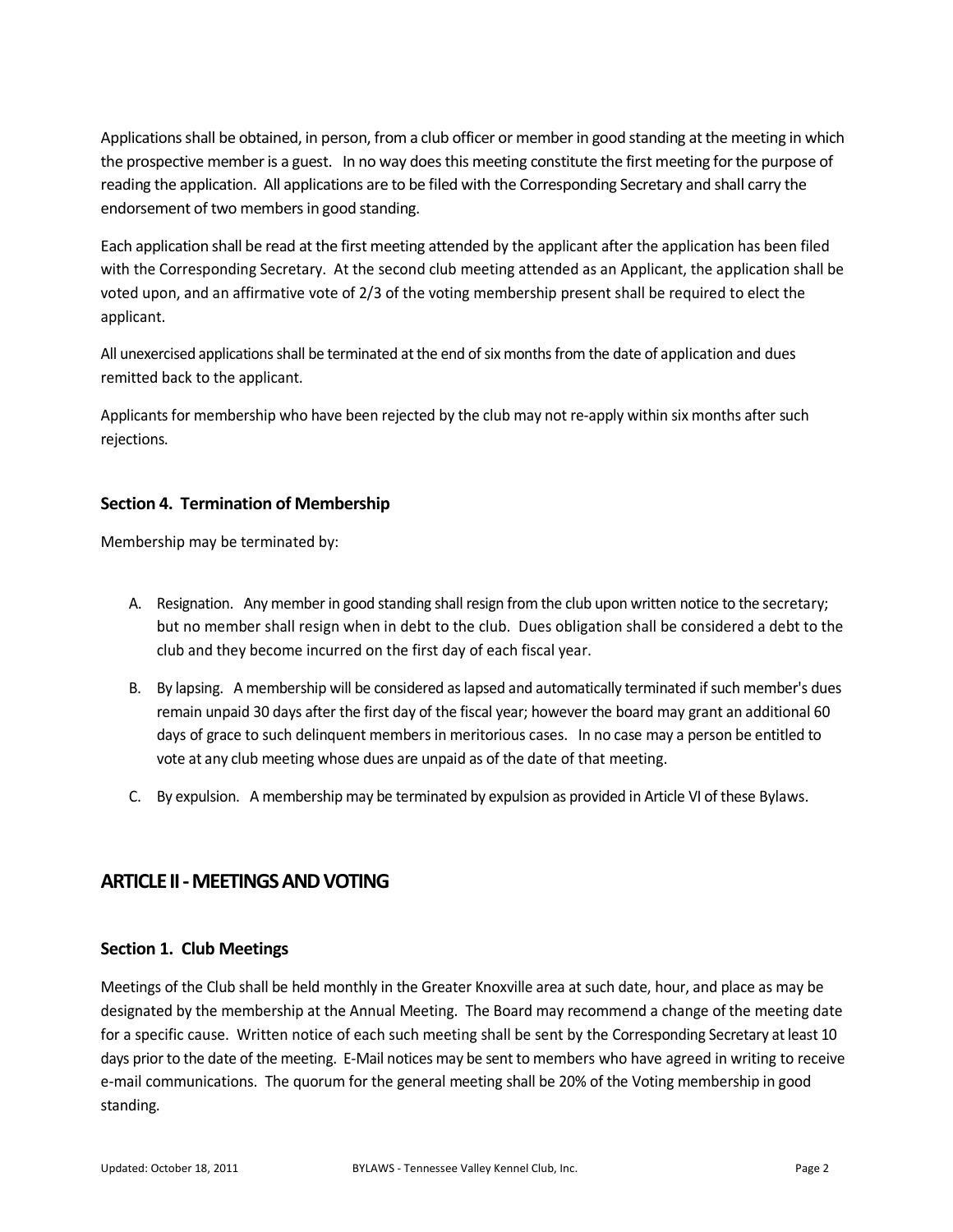Applications shall be obtained, in person, from a club officer or member in good standing at the meeting in which the prospective member is a guest. In no way does this meeting constitute the first meeting for the purpose of reading the application. All applications are to be filed with the Corresponding Secretary and shall carry the endorsement of two members in good standing.

Each application shall be read at the first meeting attended by the applicant after the application has been filed with the Corresponding Secretary. At the second club meeting attended as an Applicant, the application shall be voted upon, and an affirmative vote of 2/3 of the voting membership present shall be required to elect the applicant.

All unexercised applications shall be terminated at the end of six months from the date of application and dues remitted back to the applicant.

Applicants for membership who have been rejected by the club may not re-apply within six months after such rejections.

### Section 4. Termination of Membership

Membership may be terminated by:

A. Resignation. Any member in good standing shall resign from the club upon written notice to the secretary; but no member shall resign when in debt to the club. Dues obligation shall be considered a debt to the club and they become incurred on the first day of each fiscal year.

B. By lapsing. A membership will be considered as lapsed and automatically terminated if such member's dues remain unpaid 30 days after the first day of the fiscal year; however the board may grant an additional 60 days of grace to such delinquent members in meritorious cases. In no case may a person be entitled to vote at any club meeting whose dues are unpaid as of the date of that meeting.

C. By expulsion. A membership may be terminated by expulsion as provided in Article VI of these Bylaws.

## ARTICLE II - MEETINGS AND VOTING

### Section 1. Club Meetings

Meetings of the Club shall be held monthly in the Greater Knoxville area at such date, hour, and place as may be designated by the membership at the Annual Meeting. The Board may recommend a change of the meeting date for a specific cause. Written notice of each such meeting shall be sent by the Corresponding Secretary at least 10 days prior to the date of the meeting. E-Mail notices may be sent to members who have agreed in writing to receive e-mail communications. The quorum for the general meeting shall be 20% of the Voting membership in good standing.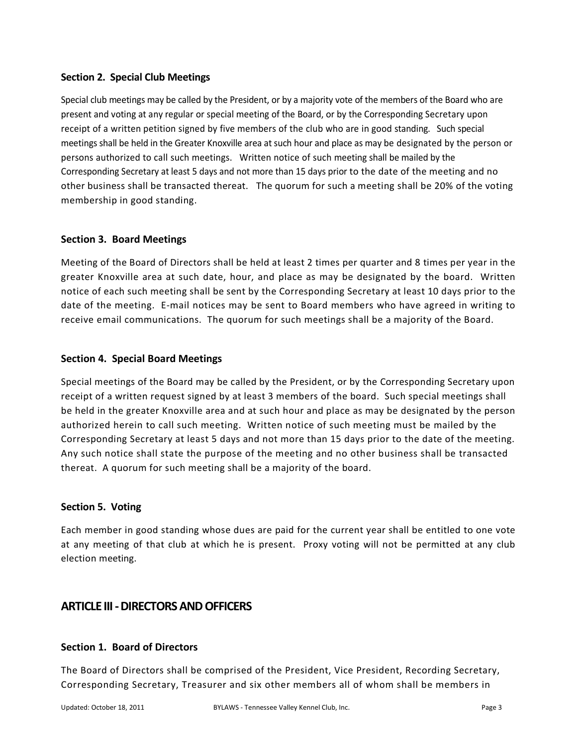### Section 2. Special Club Meetings

Special club meetings may be called by the President, or by a majority vote of the members of the Board who are present and voting at any regular or special meeting of the Board, or by the Corresponding Secretary upon receipt of a written petition signed by five members of the club who are in good standing. Such special meetings shall be held in the Greater Knoxville area at such hour and place as may be designated by the person or persons authorized to call such meetings. Written notice of such meeting shall be mailed by the Corresponding Secretary at least 5 days and not more than 15 days prior to the date of the meeting and no other business shall be transacted thereat. The quorum for such a meeting shall be 20% of the voting membership in good standing.

### Section 3. Board Meetings

Meeting of the Board of Directors shall be held at least 2 times per quarter and 8 times per year in the greater Knoxville area at such date, hour, and place as may be designated by the board. Written notice of each such meeting shall be sent by the Corresponding Secretary at least 10 days prior to the date of the meeting. E-mail notices may be sent to Board members who have agreed in writing to receive email communications. The quorum for such meetings shall be a majority of the Board.

### Section 4. Special Board Meetings

Special meetings of the Board may be called by the President, or by the Corresponding Secretary upon receipt of a written request signed by at least 3 members of the board. Such special meetings shall be held in the greater Knoxville area and at such hour and place as may be designated by the person authorized herein to call such meeting. Written notice of such meeting must be mailed by the Corresponding Secretary at least 5 days and not more than 15 days prior to the date of the meeting. Any such notice shall state the purpose of the meeting and no other business shall be transacted thereat. A quorum for such meeting shall be a majority of the board.

### Section 5. Voting

Each member in good standing whose dues are paid for the current year shall be entitled to one vote at any meeting of that club at which he is present. Proxy voting will not be permitted at any club election meeting.

## ARTICLE III - DIRECTORS AND OFFICERS

### Section 1. Board of Directors

The Board of Directors shall be comprised of the President, Vice President, Recording Secretary, Corresponding Secretary, Treasurer and six other members all of whom shall be members in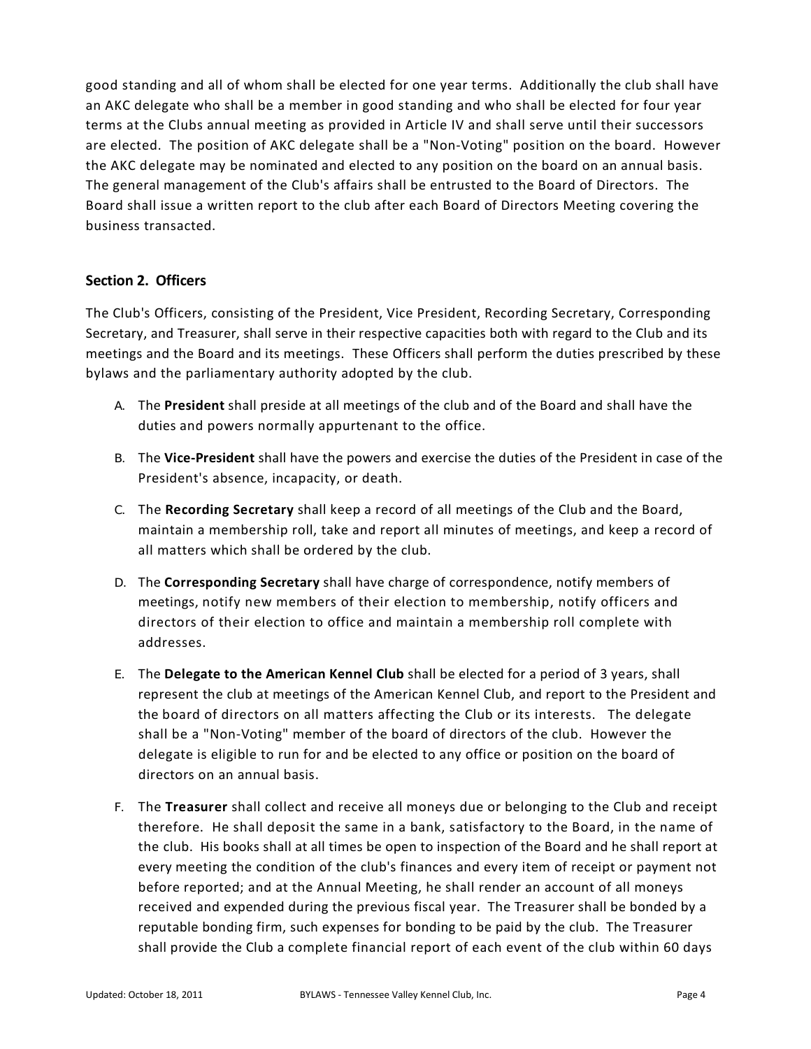good standing and all of whom shall be elected for one year terms. Additionally the club shall have an AKC delegate who shall be a member in good standing and who shall be elected for four year terms at the Clubs annual meeting as provided in Article IV and shall serve until their successors are elected. The position of AKC delegate shall be a "Non-Voting" position on the board. However the AKC delegate may be nominated and elected to any position on the board on an annual basis. The general management of the Club's affairs shall be entrusted to the Board of Directors. The Board shall issue a written report to the club after each Board of Directors Meeting covering the business transacted.

### Section 2. Officers

The Club's Officers, consisting of the President, Vice President, Recording Secretary, Corresponding Secretary, and Treasurer, shall serve in their respective capacities both with regard to the Club and its meetings and the Board and its meetings. These Officers shall perform the duties prescribed by these bylaws and the parliamentary authority adopted by the club.

A. The **President** shall preside at all meetings of the club and of the Board and shall have the duties and powers normally appurtenant to the office.

B. The **Vice-President** shall have the powers and exercise the duties of the President in case of the President's absence, incapacity, or death.

C. The **Recording Secretary** shall keep a record of all meetings of the Club and the Board, maintain a membership roll, take and report all minutes of meetings, and keep a record of all matters which shall be ordered by the club.

D. The **Corresponding Secretary** shall have charge of correspondence, notify members of meetings, notify new members of their election to membership, notify officers and directors of their election to office and maintain a membership roll complete with addresses.

E. The **Delegate to the American Kennel Club** shall be elected for a period of 3 years, shall represent the club at meetings of the American Kennel Club, and report to the President and the board of directors on all matters affecting the Club or its interests. The delegate shall be a "Non-Voting" member of the board of directors of the club. However the delegate is eligible to run for and be elected to any office or position on the board of directors on an annual basis.

F. The **Treasurer** shall collect and receive all moneys due or belonging to the Club and receipt therefore. He shall deposit the same in a bank, satisfactory to the Board, in the name of the club. His books shall at all times be open to inspection of the Board and he shall report at every meeting the condition of the club's finances and every item of receipt or payment not before reported; and at the Annual Meeting, he shall render an account of all moneys received and expended during the previous fiscal year. The Treasurer shall be bonded by a reputable bonding firm, such expenses for bonding to be paid by the club. The Treasurer shall provide the Club a complete financial report of each event of the club within 60 days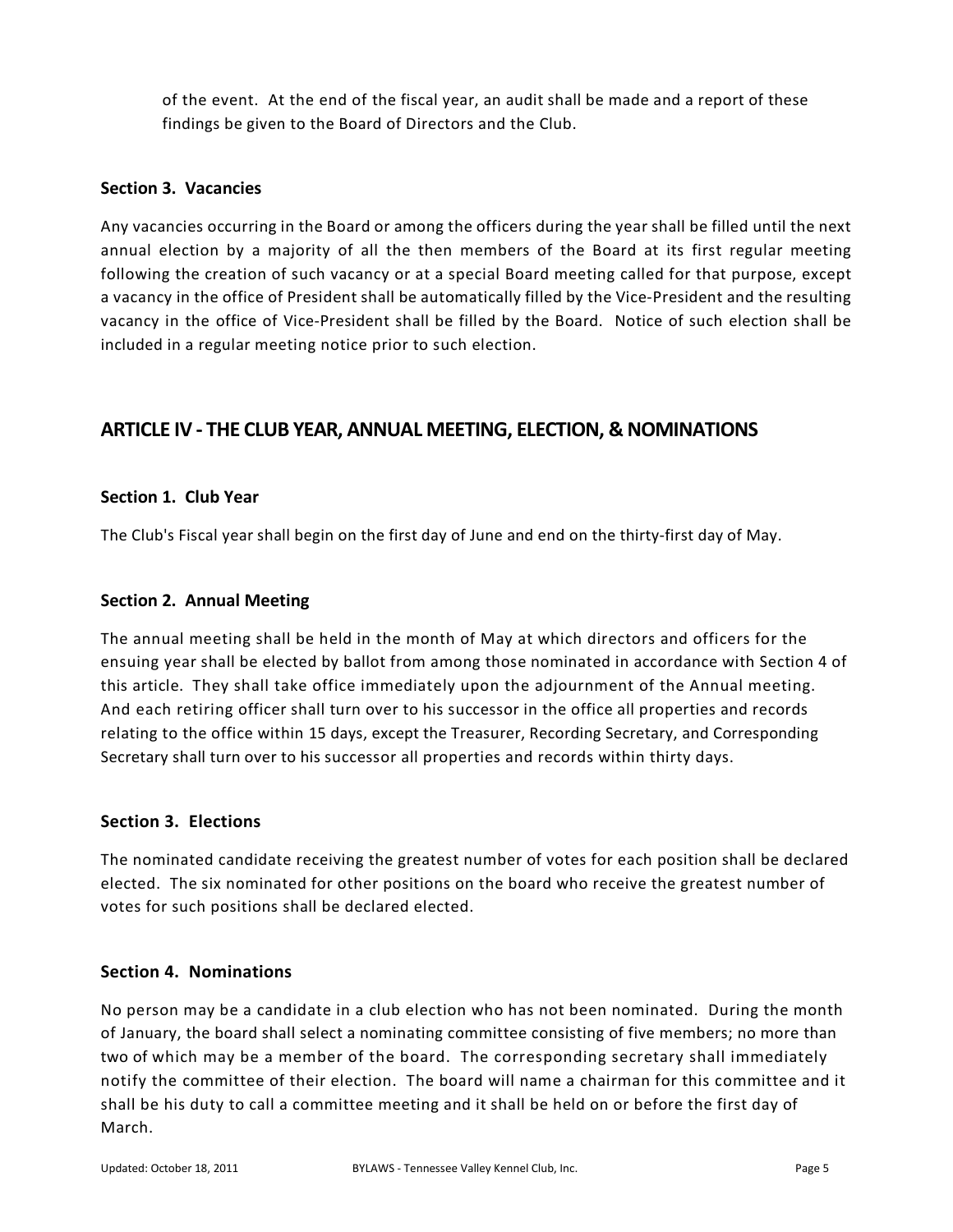of the event. At the end of the fiscal year, an audit shall be made and a report of these findings be given to the Board of Directors and the Club.

### Section 3. Vacancies

Any vacancies occurring in the Board or among the officers during the year shall be filled until the next annual election by a majority of all the then members of the Board at its first regular meeting following the creation of such vacancy or at a special Board meeting called for that purpose, except a vacancy in the office of President shall be automatically filled by the Vice-President and the resulting vacancy in the office of Vice-President shall be filled by the Board. Notice of such election shall be included in a regular meeting notice prior to such election.

## ARTICLE IV - THE CLUB YEAR, ANNUAL MEETING, ELECTION, & NOMINATIONS

### Section 1. Club Year

The Club's Fiscal year shall begin on the first day of June and end on the thirty-first day of May.

### Section 2. Annual Meeting

The annual meeting shall be held in the month of May at which directors and officers for the ensuing year shall be elected by ballot from among those nominated in accordance with Section 4 of this article. They shall take office immediately upon the adjournment of the Annual meeting. And each retiring officer shall turn over to his successor in the office all properties and records relating to the office within 15 days, except the Treasurer, Recording Secretary, and Corresponding Secretary shall turn over to his successor all properties and records within thirty days.

### Section 3. Elections

The nominated candidate receiving the greatest number of votes for each position shall be declared elected. The six nominated for other positions on the board who receive the greatest number of votes for such positions shall be declared elected.

### Section 4. Nominations

No person may be a candidate in a club election who has not been nominated. During the month of January, the board shall select a nominating committee consisting of five members; no more than two of which may be a member of the board. The corresponding secretary shall immediately notify the committee of their election. The board will name a chairman for this committee and it shall be his duty to call a committee meeting and it shall be held on or before the first day of March.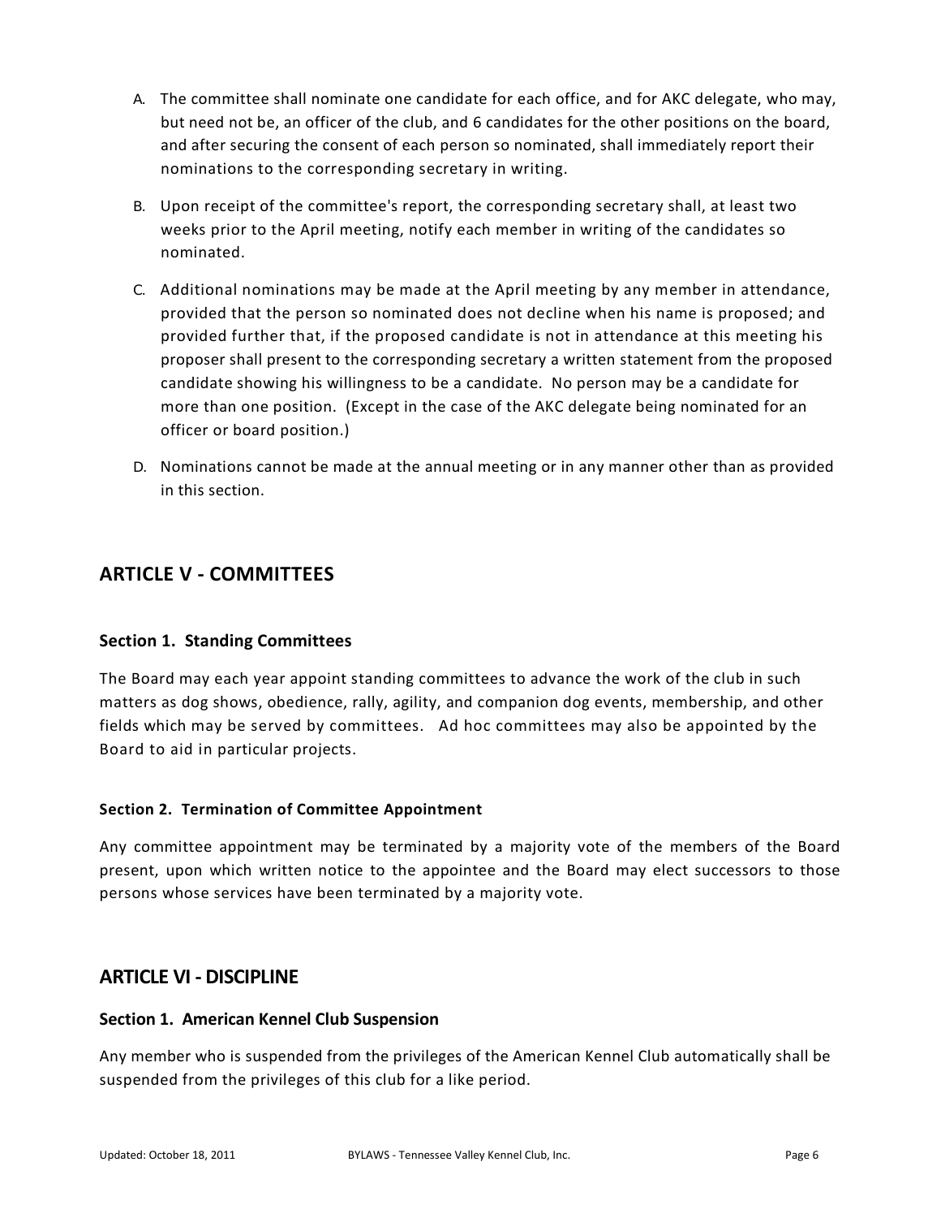A. The committee shall nominate one candidate for each office, and for AKC delegate, who may, but need not be, an officer of the club, and 6 candidates for the other positions on the board, and after securing the consent of each person so nominated, shall immediately report their nominations to the corresponding secretary in writing.

B. Upon receipt of the committee's report, the corresponding secretary shall, at least two weeks prior to the April meeting, notify each member in writing of the candidates so nominated.

C. Additional nominations may be made at the April meeting by any member in attendance, provided that the person so nominated does not decline when his name is proposed; and provided further that, if the proposed candidate is not in attendance at this meeting his proposer shall present to the corresponding secretary a written statement from the proposed candidate showing his willingness to be a candidate. No person may be a candidate for more than one position. (Except in the case of the AKC delegate being nominated for an officer or board position.)

D. Nominations cannot be made at the annual meeting or in any manner other than as provided in this section.

## ARTICLE V - COMMITTEES

### Section 1. Standing Committees

The Board may each year appoint standing committees to advance the work of the club in such matters as dog shows, obedience, rally, agility, and companion dog events, membership, and other fields which may be served by committees. Ad hoc committees may also be appointed by the Board to aid in particular projects.

### Section 2. Termination of Committee Appointment

Any committee appointment may be terminated by a majority vote of the members of the Board present, upon which written notice to the appointee and the Board may elect successors to those persons whose services have been terminated by a majority vote.

## ARTICLE VI - DISCIPLINE

### Section 1. American Kennel Club Suspension

Any member who is suspended from the privileges of the American Kennel Club automatically shall be suspended from the privileges of this club for a like period.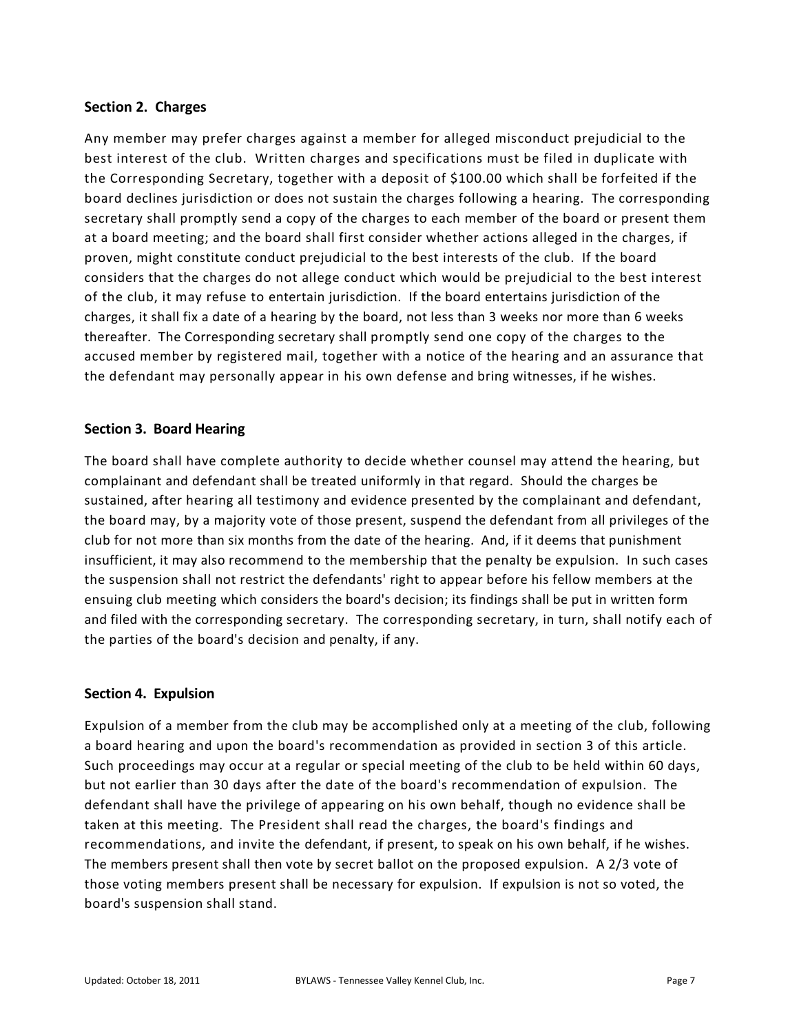### Section 2. Charges

Any member may prefer charges against a member for alleged misconduct prejudicial to the best interest of the club. Written charges and specifications must be filed in duplicate with the Corresponding Secretary, together with a deposit of $100.00 which shall be forfeited if the board declines jurisdiction or does not sustain the charges following a hearing. The corresponding secretary shall promptly send a copy of the charges to each member of the board or present them at a board meeting; and the board shall first consider whether actions alleged in the charges, if proven, might constitute conduct prejudicial to the best interests of the club. If the board considers that the charges do not allege conduct which would be prejudicial to the best interest of the club, it may refuse to entertain jurisdiction. If the board entertains jurisdiction of the charges, it shall fix a date of a hearing by the board, not less than 3 weeks nor more than 6 weeks thereafter. The Corresponding secretary shall promptly send one copy of the charges to the accused member by registered mail, together with a notice of the hearing and an assurance that the defendant may personally appear in his own defense and bring witnesses, if he wishes.

### Section 3. Board Hearing

The board shall have complete authority to decide whether counsel may attend the hearing, but complainant and defendant shall be treated uniformly in that regard. Should the charges be sustained, after hearing all testimony and evidence presented by the complainant and defendant, the board may, by a majority vote of those present, suspend the defendant from all privileges of the club for not more than six months from the date of the hearing. And, if it deems that punishment insufficient, it may also recommend to the membership that the penalty be expulsion. In such cases the suspension shall not restrict the defendants' right to appear before his fellow members at the ensuing club meeting which considers the board's decision; its findings shall be put in written form and filed with the corresponding secretary. The corresponding secretary, in turn, shall notify each of the parties of the board's decision and penalty, if any.

### Section 4. Expulsion

Expulsion of a member from the club may be accomplished only at a meeting of the club, following a board hearing and upon the board's recommendation as provided in section 3 of this article. Such proceedings may occur at a regular or special meeting of the club to be held within 60 days, but not earlier than 30 days after the date of the board's recommendation of expulsion. The defendant shall have the privilege of appearing on his own behalf, though no evidence shall be taken at this meeting. The President shall read the charges, the board's findings and recommendations, and invite the defendant, if present, to speak on his own behalf, if he wishes. The members present shall then vote by secret ballot on the proposed expulsion. A 2/3 vote of those voting members present shall be necessary for expulsion. If expulsion is not so voted, the board's suspension shall stand.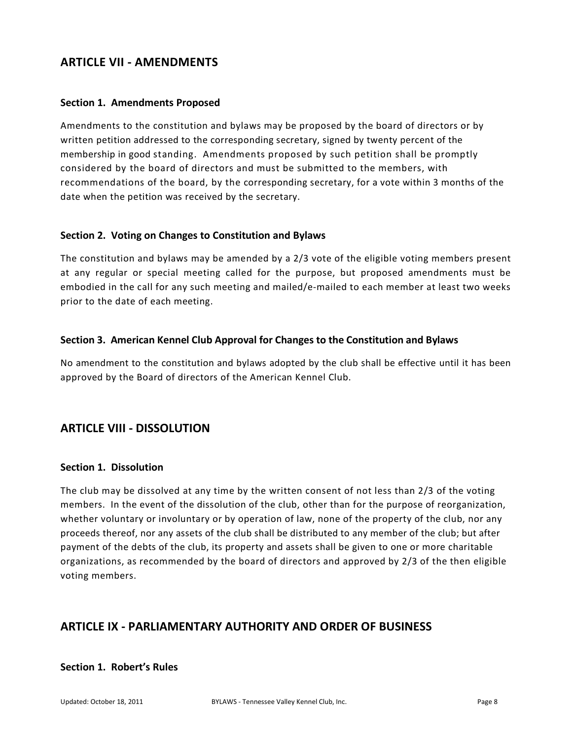## ARTICLE VII - AMENDMENTS

### Section 1. Amendments Proposed

Amendments to the constitution and bylaws may be proposed by the board of directors or by written petition addressed to the corresponding secretary, signed by twenty percent of the membership in good standing. Amendments proposed by such petition shall be promptly considered by the board of directors and must be submitted to the members, with recommendations of the board, by the corresponding secretary, for a vote within 3 months of the date when the petition was received by the secretary.

### Section 2. Voting on Changes to Constitution and Bylaws

The constitution and bylaws may be amended by a 2/3 vote of the eligible voting members present at any regular or special meeting called for the purpose, but proposed amendments must be embodied in the call for any such meeting and mailed/e-mailed to each member at least two weeks prior to the date of each meeting.

### Section 3. American Kennel Club Approval for Changes to the Constitution and Bylaws

No amendment to the constitution and bylaws adopted by the club shall be effective until it has been approved by the Board of directors of the American Kennel Club.

## ARTICLE VIII - DISSOLUTION

### Section 1. Dissolution

The club may be dissolved at any time by the written consent of not less than 2/3 of the voting members. In the event of the dissolution of the club, other than for the purpose of reorganization, whether voluntary or involuntary or by operation of law, none of the property of the club, nor any proceeds thereof, nor any assets of the club shall be distributed to any member of the club; but after payment of the debts of the club, its property and assets shall be given to one or more charitable organizations, as recommended by the board of directors and approved by 2/3 of the then eligible voting members.

## ARTICLE IX - PARLIAMENTARY AUTHORITY AND ORDER OF BUSINESS

### Section 1. Robert's Rules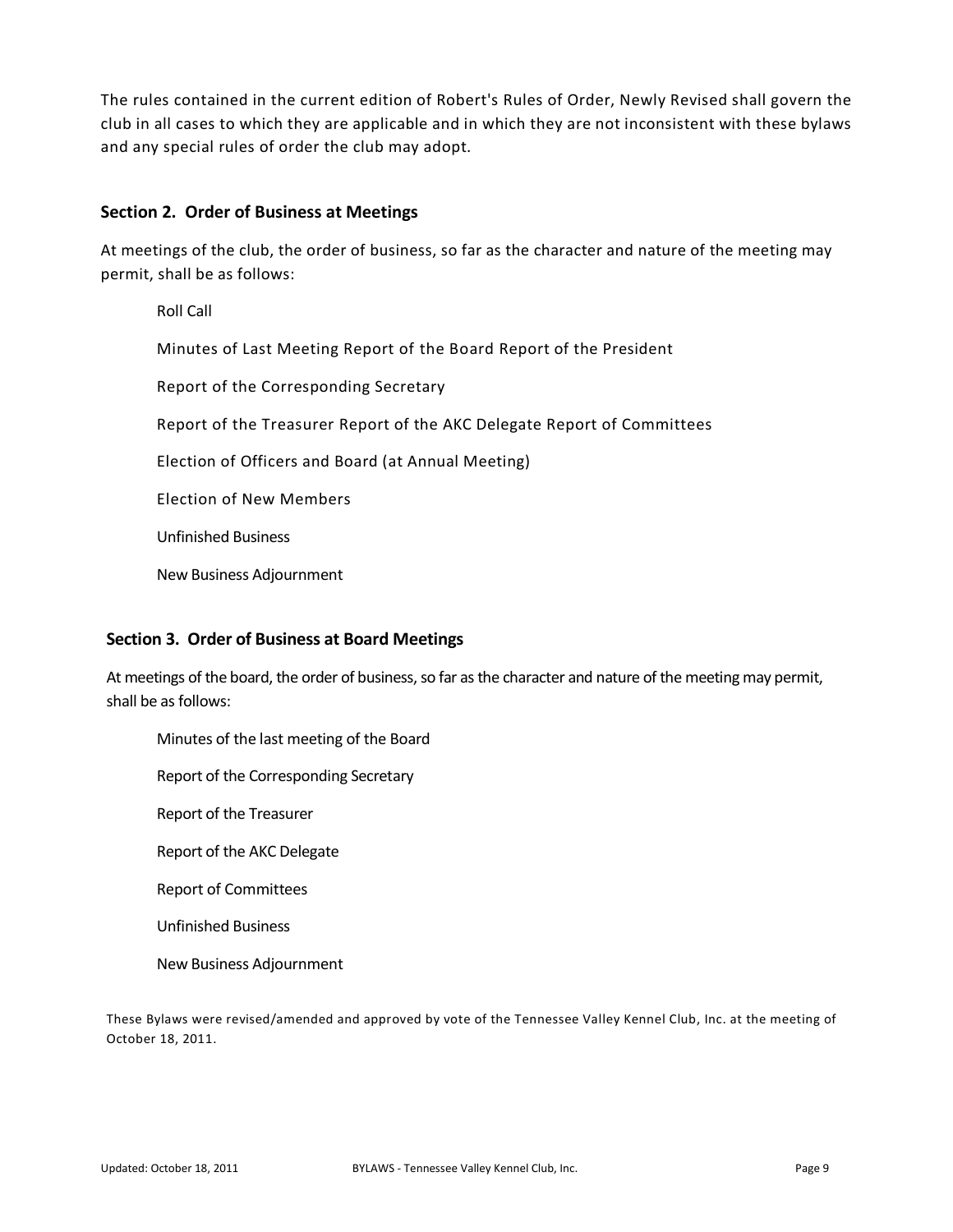The rules contained in the current edition of Robert's Rules of Order, Newly Revised shall govern the club in all cases to which they are applicable and in which they are not inconsistent with these bylaws and any special rules of order the club may adopt.

### Section 2. Order of Business at Meetings

At meetings of the club, the order of business, so far as the character and nature of the meeting may permit, shall be as follows:

Roll Call

Minutes of Last Meeting Report of the Board Report of the President

Report of the Corresponding Secretary

Report of the Treasurer Report of the AKC Delegate Report of Committees

Election of Officers and Board (at Annual Meeting)

Election of New Members

Unfinished Business

New Business Adjournment

### Section 3. Order of Business at Board Meetings

At meetings of the board, the order of business, so far as the character and nature of the meeting may permit, shall be as follows:

Minutes of the last meeting of the Board

Report of the Corresponding Secretary

Report of the Treasurer

Report of the AKC Delegate

Report of Committees

Unfinished Business

New Business Adjournment

These Bylaws were revised/amended and approved by vote of the Tennessee Valley Kennel Club, Inc. at the meeting of October 18, 2011.